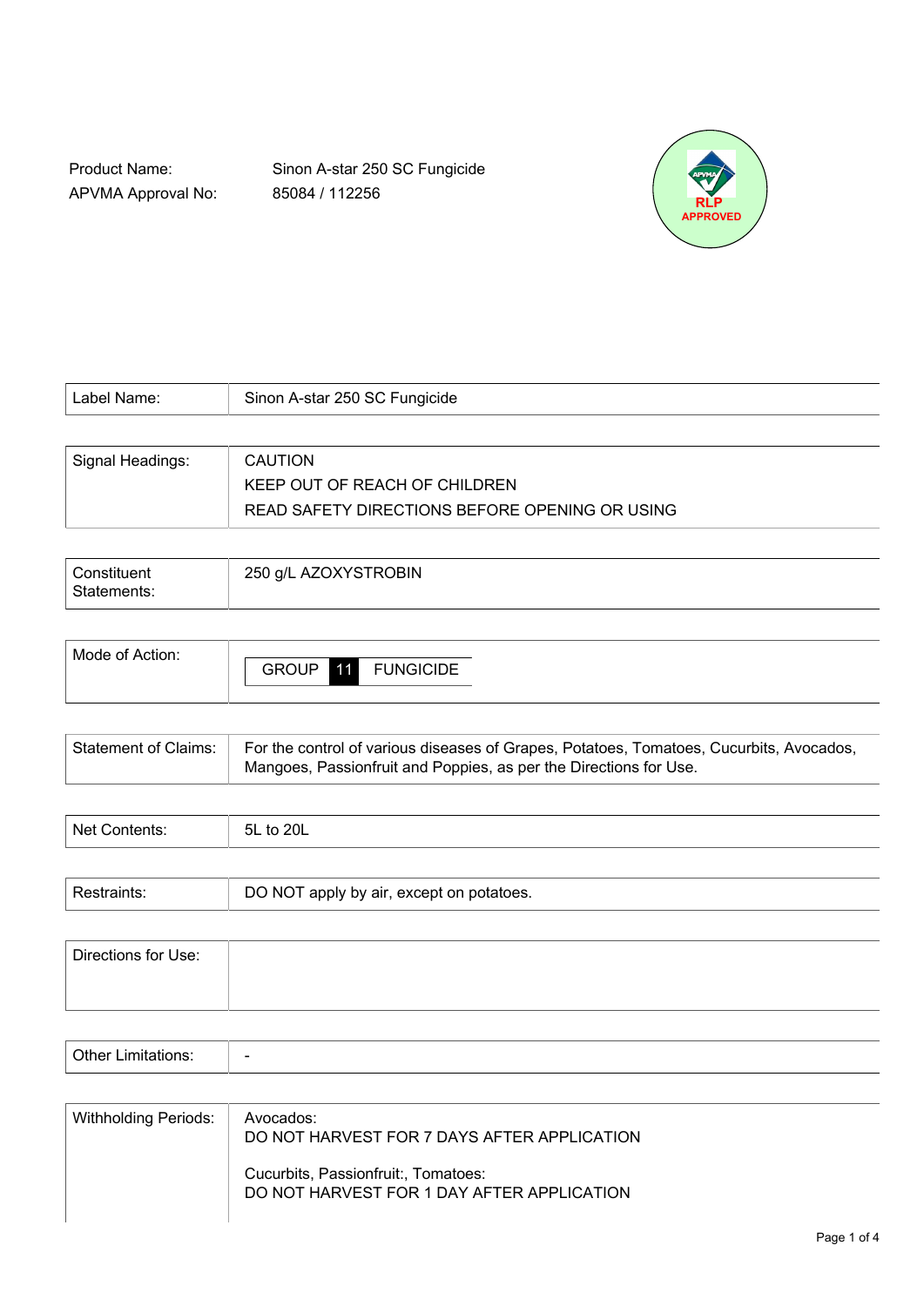Product Name: Sinon A-star 250 SC Fungicide
APVMA Approval No: 85084 / 112256

RLP APPROVED

| | |
|---|---|
| Label Name: | Sinon A-star 250 SC Fungicide |

| | |
|---|---|
| Signal Headings: | CAUTION<br>KEEP OUT OF REACH OF CHILDREN<br>READ SAFETY DIRECTIONS BEFORE OPENING OR USING |

| | |
|---|---|
| Constituent Statements: | 250 g/L AZOXYSTROBIN |

| | |
|---|---|
| Mode of Action: | GROUP 11 FUNGICIDE |

| | |
|---|---|
| Statement of Claims: | For the control of various diseases of Grapes, Potatoes, Tomatoes, Cucurbits, Avocados, Mangoes, Passionfruit and Poppies, as per the Directions for Use. |

| | |
|---|---|
| Net Contents: | 5L to 20L |

| | |
|---|---|
| Restraints: | DO NOT apply by air, except on potatoes. |

| | |
|---|---|
| Directions for Use: | |

| | |
|---|---|
| Other Limitations: | - |

| | |
|---|---|
| Withholding Periods: | Avocados:<br>DO NOT HARVEST FOR 7 DAYS AFTER APPLICATION<br><br>Cucurbits, Passionfruit:, Tomatoes:<br>DO NOT HARVEST FOR 1 DAY AFTER APPLICATION |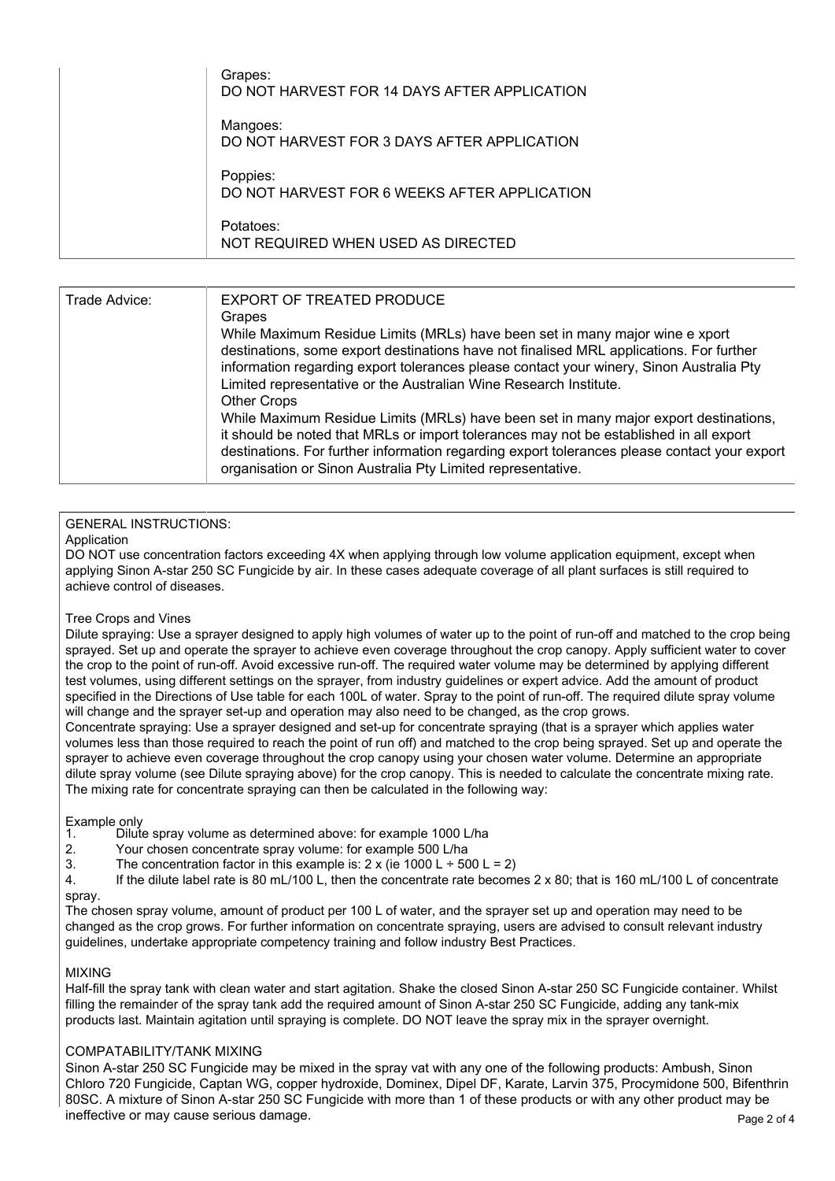| | |
|---|---|
| | Grapes:<br>DO NOT HARVEST FOR 14 DAYS AFTER APPLICATION<br><br>Mangoes:<br>DO NOT HARVEST FOR 3 DAYS AFTER APPLICATION<br><br>Poppies:<br>DO NOT HARVEST FOR 6 WEEKS AFTER APPLICATION<br><br>Potatoes:<br>NOT REQUIRED WHEN USED AS DIRECTED |

| | |
|---|---|
| Trade Advice: | EXPORT OF TREATED PRODUCE<br>Grapes<br>While Maximum Residue Limits (MRLs) have been set in many major wine e xport destinations, some export destinations have not finalised MRL applications. For further information regarding export tolerances please contact your winery, Sinon Australia Pty Limited representative or the Australian Wine Research Institute.<br>Other Crops<br>While Maximum Residue Limits (MRLs) have been set in many major export destinations, it should be noted that MRLs or import tolerances may not be established in all export destinations. For further information regarding export tolerances please contact your export organisation or Sinon Australia Pty Limited representative. |

GENERAL INSTRUCTIONS:

Application

DO NOT use concentration factors exceeding 4X when applying through low volume application equipment, except when applying Sinon A-star 250 SC Fungicide by air. In these cases adequate coverage of all plant surfaces is still required to achieve control of diseases.

Tree Crops and Vines

Dilute spraying: Use a sprayer designed to apply high volumes of water up to the point of run-off and matched to the crop being sprayed. Set up and operate the sprayer to achieve even coverage throughout the crop canopy. Apply sufficient water to cover the crop to the point of run-off. Avoid excessive run-off. The required water volume may be determined by applying different test volumes, using different settings on the sprayer, from industry guidelines or expert advice. Add the amount of product specified in the Directions of Use table for each 100L of water. Spray to the point of run-off. The required dilute spray volume will change and the sprayer set-up and operation may also need to be changed, as the crop grows.

Concentrate spraying: Use a sprayer designed and set-up for concentrate spraying (that is a sprayer which applies water volumes less than those required to reach the point of run off) and matched to the crop being sprayed. Set up and operate the sprayer to achieve even coverage throughout the crop canopy using your chosen water volume. Determine an appropriate dilute spray volume (see Dilute spraying above) for the crop canopy. This is needed to calculate the concentrate mixing rate. The mixing rate for concentrate spraying can then be calculated in the following way:

Example only

1. Dilute spray volume as determined above: for example 1000 L/ha
2. Your chosen concentrate spray volume: for example 500 L/ha
3. The concentration factor in this example is: 2 x (ie 1000 L ÷ 500 L = 2)
4. If the dilute label rate is 80 mL/100 L, then the concentrate rate becomes 2 x 80; that is 160 mL/100 L of concentrate spray.

The chosen spray volume, amount of product per 100 L of water, and the sprayer set up and operation may need to be changed as the crop grows. For further information on concentrate spraying, users are advised to consult relevant industry guidelines, undertake appropriate competency training and follow industry Best Practices.

MIXING

Half-fill the spray tank with clean water and start agitation. Shake the closed Sinon A-star 250 SC Fungicide container. Whilst filling the remainder of the spray tank add the required amount of Sinon A-star 250 SC Fungicide, adding any tank-mix products last. Maintain agitation until spraying is complete. DO NOT leave the spray mix in the sprayer overnight.

COMPATABILITY/TANK MIXING

Sinon A-star 250 SC Fungicide may be mixed in the spray vat with any one of the following products: Ambush, Sinon Chloro 720 Fungicide, Captan WG, copper hydroxide, Dominex, Dipel DF, Karate, Larvin 375, Procymidone 500, Bifenthrin 80SC. A mixture of Sinon A-star 250 SC Fungicide with more than 1 of these products or with any other product may be ineffective or may cause serious damage.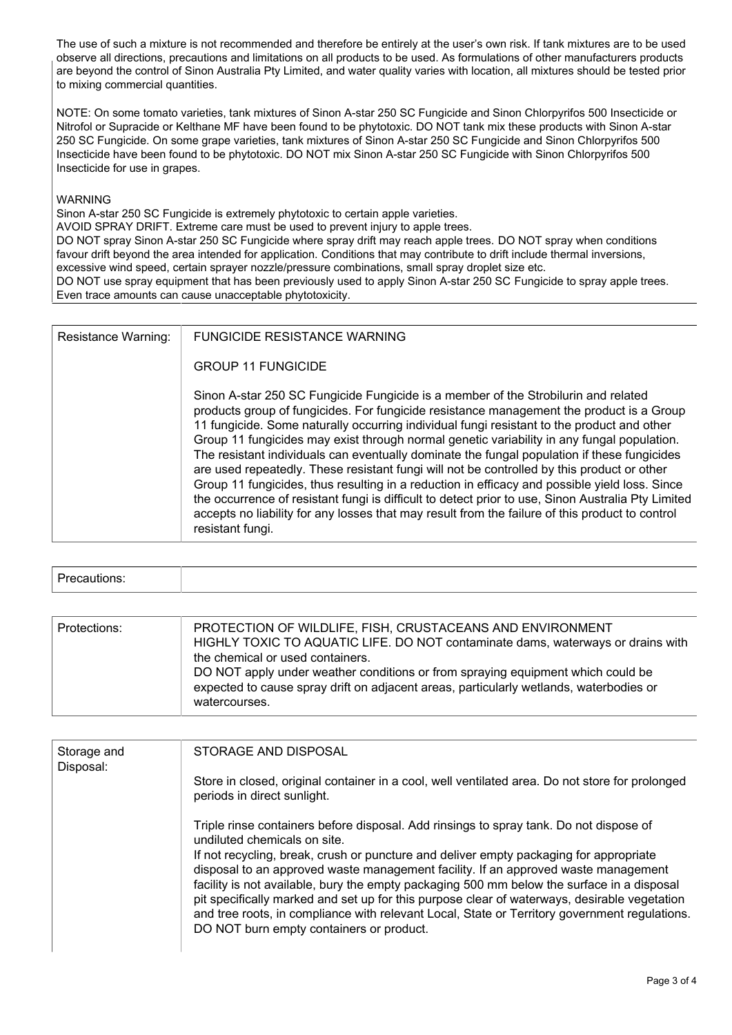The use of such a mixture is not recommended and therefore be entirely at the user's own risk. If tank mixtures are to be used observe all directions, precautions and limitations on all products to be used. As formulations of other manufacturers products are beyond the control of Sinon Australia Pty Limited, and water quality varies with location, all mixtures should be tested prior to mixing commercial quantities.

NOTE: On some tomato varieties, tank mixtures of Sinon A-star 250 SC Fungicide and Sinon Chlorpyrifos 500 Insecticide or Nitrofol or Supracide or Kelthane MF have been found to be phytotoxic. DO NOT tank mix these products with Sinon A-star 250 SC Fungicide. On some grape varieties, tank mixtures of Sinon A-star 250 SC Fungicide and Sinon Chlorpyrifos 500 Insecticide have been found to be phytotoxic. DO NOT mix Sinon A-star 250 SC Fungicide with Sinon Chlorpyrifos 500 Insecticide for use in grapes.

WARNING
Sinon A-star 250 SC Fungicide is extremely phytotoxic to certain apple varieties.
AVOID SPRAY DRIFT. Extreme care must be used to prevent injury to apple trees.
DO NOT spray Sinon A-star 250 SC Fungicide where spray drift may reach apple trees. DO NOT spray when conditions favour drift beyond the area intended for application. Conditions that may contribute to drift include thermal inversions, excessive wind speed, certain sprayer nozzle/pressure combinations, small spray droplet size etc.
DO NOT use spray equipment that has been previously used to apply Sinon A-star 250 SC Fungicide to spray apple trees. Even trace amounts can cause unacceptable phytotoxicity.

| Resistance Warning: | FUNGICIDE RESISTANCE WARNING<br><br>GROUP 11 FUNGICIDE<br><br>Sinon A-star 250 SC Fungicide Fungicide is a member of the Strobilurin and related products group of fungicides. For fungicide resistance management the product is a Group 11 fungicide. Some naturally occurring individual fungi resistant to the product and other Group 11 fungicides may exist through normal genetic variability in any fungal population. The resistant individuals can eventually dominate the fungal population if these fungicides are used repeatedly. These resistant fungi will not be controlled by this product or other Group 11 fungicides, thus resulting in a reduction in efficacy and possible yield loss. Since the occurrence of resistant fungi is difficult to detect prior to use, Sinon Australia Pty Limited accepts no liability for any losses that may result from the failure of this product to control resistant fungi. |
|---|---|

| Precautions: | |
|---|---|

| Protections: | PROTECTION OF WILDLIFE, FISH, CRUSTACEANS AND ENVIRONMENT<br>HIGHLY TOXIC TO AQUATIC LIFE. DO NOT contaminate dams, waterways or drains with the chemical or used containers.<br>DO NOT apply under weather conditions or from spraying equipment which could be expected to cause spray drift on adjacent areas, particularly wetlands, waterbodies or watercourses. |
|---|---|

| Storage and Disposal: | STORAGE AND DISPOSAL<br><br>Store in closed, original container in a cool, well ventilated area. Do not store for prolonged periods in direct sunlight.<br><br>Triple rinse containers before disposal. Add rinsings to spray tank. Do not dispose of undiluted chemicals on site.<br>If not recycling, break, crush or puncture and deliver empty packaging for appropriate disposal to an approved waste management facility. If an approved waste management facility is not available, bury the empty packaging 500 mm below the surface in a disposal pit specifically marked and set up for this purpose clear of waterways, desirable vegetation and tree roots, in compliance with relevant Local, State or Territory government regulations. DO NOT burn empty containers or product. |
|---|---|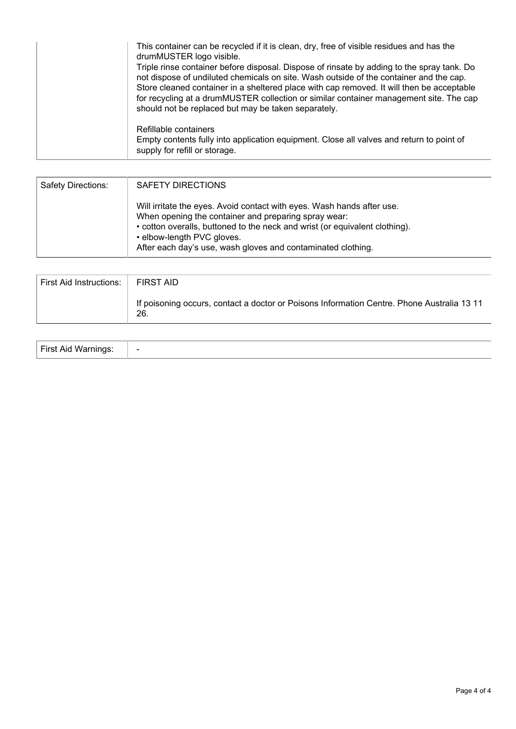| | |
|---|---|
| | This container can be recycled if it is clean, dry, free of visible residues and has the drumMUSTER logo visible.<br>Triple rinse container before disposal. Dispose of rinsate by adding to the spray tank. Do not dispose of undiluted chemicals on site. Wash outside of the container and the cap. Store cleaned container in a sheltered place with cap removed. It will then be acceptable for recycling at a drumMUSTER collection or similar container management site. The cap should not be replaced but may be taken separately.<br><br>Refillable containers<br>Empty contents fully into application equipment. Close all valves and return to point of supply for refill or storage. |

| | |
|---|---|
| Safety Directions: | SAFETY DIRECTIONS<br><br>Will irritate the eyes. Avoid contact with eyes. Wash hands after use.<br>When opening the container and preparing spray wear:<br>• cotton overalls, buttoned to the neck and wrist (or equivalent clothing).<br>• elbow-length PVC gloves.<br>After each day's use, wash gloves and contaminated clothing. |

| | |
|---|---|
| First Aid Instructions: | FIRST AID<br><br>If poisoning occurs, contact a doctor or Poisons Information Centre. Phone Australia 13 11 26. |

| | |
|---|---|
| First Aid Warnings: | - |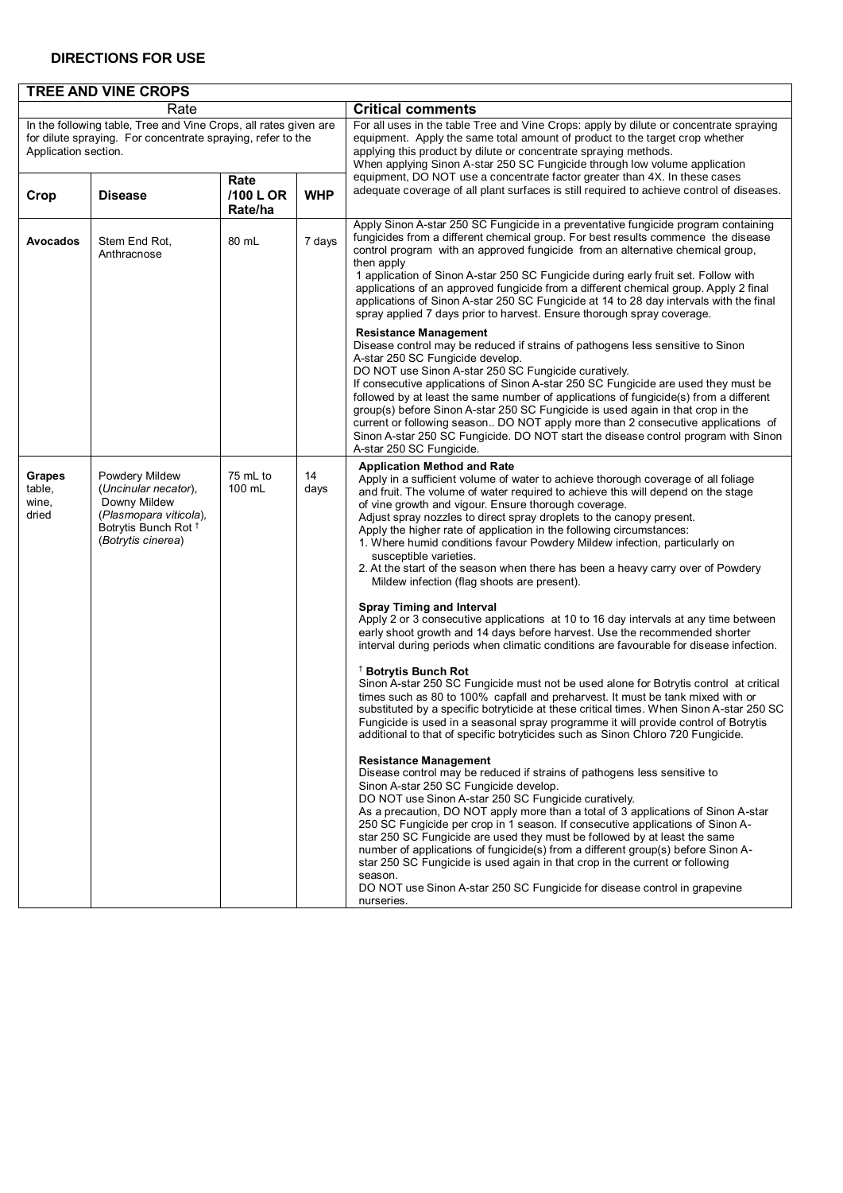## DIRECTIONS FOR USE

| TREE AND VINE CROPS | | | | |
|---|---|---|---|---|
| Rate | | | | **Critical comments** |
| In the following table, Tree and Vine Crops, all rates given are for dilute spraying. For concentrate spraying, refer to the Application section. | | | | For all uses in the table Tree and Vine Crops: apply by dilute or concentrate spraying equipment. Apply the same total amount of product to the target crop whether applying this product by dilute or concentrate spraying methods. When applying Sinon A-star 250 SC Fungicide through low volume application equipment, DO NOT use a concentrate factor greater than 4X. In these cases adequate coverage of all plant surfaces is still required to achieve control of diseases. |
| **Crop** | **Disease** | **Rate /100 L OR Rate/ha** | **WHP** | |
| **Avocados** | Stem End Rot, Anthracnose | 80 mL | 7 days | Apply Sinon A-star 250 SC Fungicide in a preventative fungicide program containing fungicides from a different chemical group. For best results commence the disease control program with an approved fungicide from an alternative chemical group, then apply 1 application of Sinon A-star 250 SC Fungicide during early fruit set. Follow with applications of an approved fungicide from a different chemical group. Apply 2 final applications of Sinon A-star 250 SC Fungicide at 14 to 28 day intervals with the final spray applied 7 days prior to harvest. Ensure thorough spray coverage.<br><br>**Resistance Management**<br>Disease control may be reduced if strains of pathogens less sensitive to Sinon A-star 250 SC Fungicide develop.<br>DO NOT use Sinon A-star 250 SC Fungicide curatively.<br>If consecutive applications of Sinon A-star 250 SC Fungicide are used they must be followed by at least the same number of applications of fungicide(s) from a different group(s) before Sinon A-star 250 SC Fungicide is used again in that crop in the current or following season.. DO NOT apply more than 2 consecutive applications of Sinon A-star 250 SC Fungicide. DO NOT start the disease control program with Sinon A-star 250 SC Fungicide. |
| **Grapes** table, wine, dried | Powdery Mildew (*Uncinular necator*), Downy Mildew (*Plasmopara viticola*), Botrytis Bunch Rot † (*Botrytis cinerea*) | 75 mL to 100 mL | 14 days | **Application Method and Rate**<br>Apply in a sufficient volume of water to achieve thorough coverage of all foliage and fruit. The volume of water required to achieve this will depend on the stage of vine growth and vigour. Ensure thorough coverage.<br>Adjust spray nozzles to direct spray droplets to the canopy present.<br>Apply the higher rate of application in the following circumstances:<br>1. Where humid conditions favour Powdery Mildew infection, particularly on susceptible varieties.<br>2. At the start of the season when there has been a heavy carry over of Powdery Mildew infection (flag shoots are present).<br><br>**Spray Timing and Interval**<br>Apply 2 or 3 consecutive applications at 10 to 16 day intervals at any time between early shoot growth and 14 days before harvest. Use the recommended shorter interval during periods when climatic conditions are favourable for disease infection.<br><br>**† Botrytis Bunch Rot**<br>Sinon A-star 250 SC Fungicide must not be used alone for Botrytis control at critical times such as 80 to 100% capfall and preharvest. It must be tank mixed with or substituted by a specific botryticide at these critical times. When Sinon A-star 250 SC Fungicide is used in a seasonal spray programme it will provide control of Botrytis additional to that of specific botryticides such as Sinon Chloro 720 Fungicide.<br><br>**Resistance Management**<br>Disease control may be reduced if strains of pathogens less sensitive to Sinon A-star 250 SC Fungicide develop.<br>DO NOT use Sinon A-star 250 SC Fungicide curatively.<br>As a precaution, DO NOT apply more than a total of 3 applications of Sinon A-star 250 SC Fungicide per crop in 1 season. If consecutive applications of Sinon A-star 250 SC Fungicide are used they must be followed by at least the same number of applications of fungicide(s) from a different group(s) before Sinon A-star 250 SC Fungicide is used again in that crop in the current or following season.<br>DO NOT use Sinon A-star 250 SC Fungicide for disease control in grapevine nurseries. |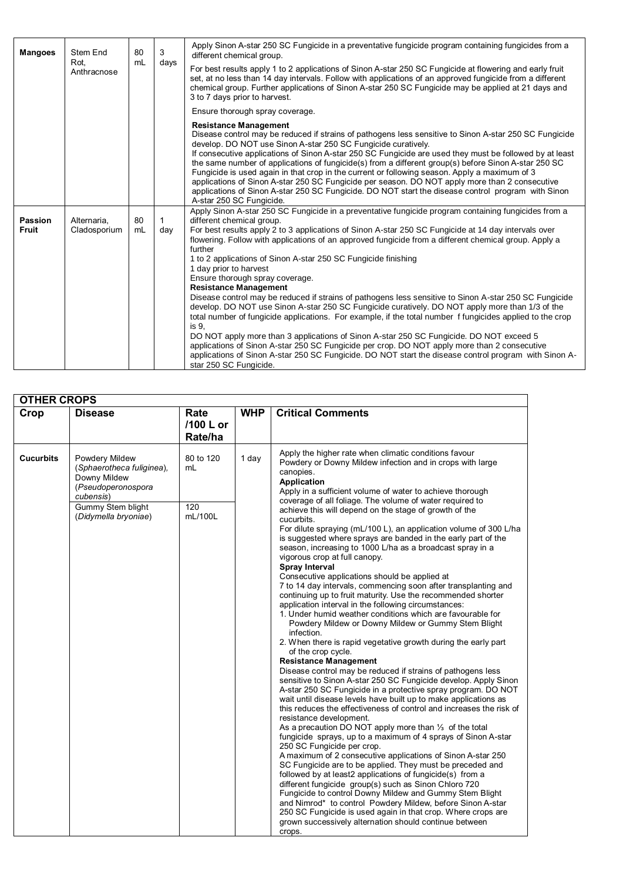| Mangoes | Stem End Rot, Anthracnose | 80 mL | 3 days | Apply Sinon A-star 250 SC Fungicide in a preventative fungicide program containing fungicides from a different chemical group.<br>For best results apply 1 to 2 applications of Sinon A-star 250 SC Fungicide at flowering and early fruit set, at no less than 14 day intervals. Follow with applications of an approved fungicide from a different chemical group. Further applications of Sinon A-star 250 SC Fungicide may be applied at 21 days and 3 to 7 days prior to harvest.<br>Ensure thorough spray coverage.<br>**Resistance Management**<br>Disease control may be reduced if strains of pathogens less sensitive to Sinon A-star 250 SC Fungicide develop. DO NOT use Sinon A-star 250 SC Fungicide curatively.<br>If consecutive applications of Sinon A-star 250 SC Fungicide are used they must be followed by at least the same number of applications of fungicide(s) from a different group(s) before Sinon A-star 250 SC Fungicide is used again in that crop in the current or following season. Apply a maximum of 3 applications of Sinon A-star 250 SC Fungicide per season. DO NOT apply more than 2 consecutive applications of Sinon A-star 250 SC Fungicide. DO NOT start the disease control program with Sinon A-star 250 SC Fungicide. |
|---|---|---|---|---|
| Passion Fruit | Alternaria, Cladosporium | 80 mL | 1 day | Apply Sinon A-star 250 SC Fungicide in a preventative fungicide program containing fungicides from a different chemical group.<br>For best results apply 2 to 3 applications of Sinon A-star 250 SC Fungicide at 14 day intervals over flowering. Follow with applications of an approved fungicide from a different chemical group. Apply a further<br>1 to 2 applications of Sinon A-star 250 SC Fungicide finishing<br>1 day prior to harvest<br>Ensure thorough spray coverage.<br>**Resistance Management**<br>Disease control may be reduced if strains of pathogens less sensitive to Sinon A-star 250 SC Fungicide develop. DO NOT use Sinon A-star 250 SC Fungicide curatively. DO NOT apply more than 1/3 of the total number of fungicide applications. For example, if the total number f fungicides applied to the crop is 9,<br>DO NOT apply more than 3 applications of Sinon A-star 250 SC Fungicide. DO NOT exceed 5 applications of Sinon A-star 250 SC Fungicide per crop. DO NOT apply more than 2 consecutive applications of Sinon A-star 250 SC Fungicide. DO NOT start the disease control program with Sinon A-star 250 SC Fungicide. |

| **OTHER CROPS** | | | | |
|---|---|---|---|---|
| **Crop** | **Disease** | **Rate /100 L or Rate/ha** | **WHP** | **Critical Comments** |
| **Cucurbits** | Powdery Mildew (*Sphaerotheca fuliginea*), Downy Mildew (*Pseudoperonospora cubensis*)<br>Gummy Stem blight (*Didymella bryoniae*) | 80 to 120 mL<br>120 mL/100L | 1 day | Apply the higher rate when climatic conditions favour Powdery or Downy Mildew infection and in crops with large canopies.<br>**Application**<br>Apply in a sufficient volume of water to achieve thorough coverage of all foliage. The volume of water required to achieve this will depend on the stage of growth of the cucurbits.<br>For dilute spraying (mL/100 L), an application volume of 300 L/ha is suggested where sprays are banded in the early part of the season, increasing to 1000 L/ha as a broadcast spray in a vigorous crop at full canopy.<br>**Spray Interval**<br>Consecutive applications should be applied at<br>7 to 14 day intervals, commencing soon after transplanting and continuing up to fruit maturity. Use the recommended shorter application interval in the following circumstances:<br>1. Under humid weather conditions which are favourable for Powdery Mildew or Downy Mildew or Gummy Stem Blight infection.<br>2. When there is rapid vegetative growth during the early part of the crop cycle.<br>**Resistance Management**<br>Disease control may be reduced if strains of pathogens less sensitive to Sinon A-star 250 SC Fungicide develop. Apply Sinon A-star 250 SC Fungicide in a protective spray program. DO NOT wait until disease levels have built up to make applications as this reduces the effectiveness of control and increases the risk of resistance development.<br>As a precaution DO NOT apply more than ⅓ of the total fungicide sprays, up to a maximum of 4 sprays of Sinon A-star 250 SC Fungicide per crop.<br>A maximum of 2 consecutive applications of Sinon A-star 250 SC Fungicide are to be applied. They must be preceded and followed by at least2 applications of fungicide(s) from a different fungicide group(s) such as Sinon Chloro 720 Fungicide to control Downy Mildew and Gummy Stem Blight and Nimrod* to control Powdery Mildew, before Sinon A-star 250 SC Fungicide is used again in that crop. Where crops are grown successively alternation should continue between crops. |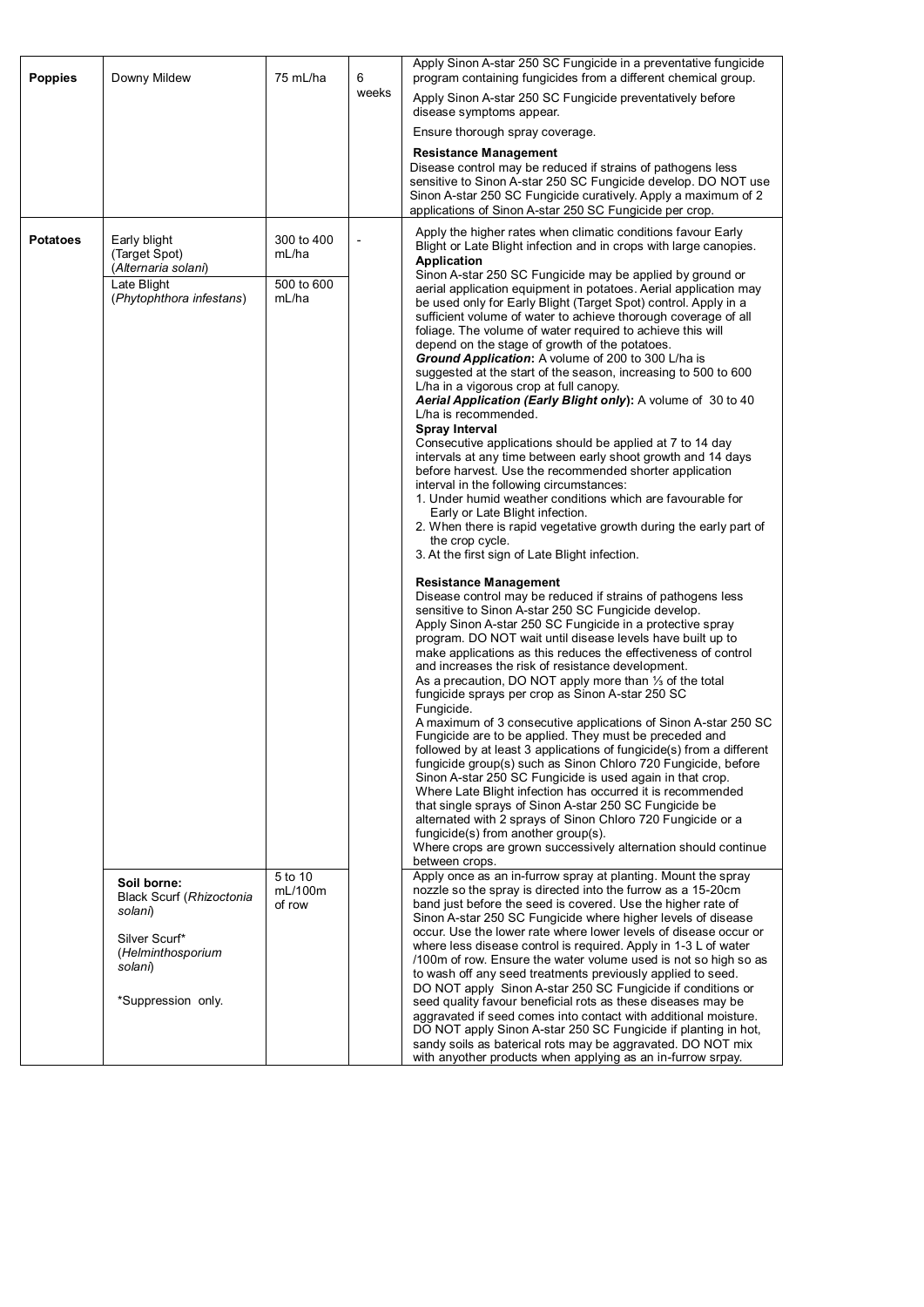| Poppies | Downy Mildew | 75 mL/ha | 6 weeks | Apply Sinon A-star 250 SC Fungicide in a preventative fungicide program containing fungicides from a different chemical group.<br><br>Apply Sinon A-star 250 SC Fungicide preventatively before disease symptoms appear.<br><br>Ensure thorough spray coverage.<br><br>**Resistance Management**<br>Disease control may be reduced if strains of pathogens less sensitive to Sinon A-star 250 SC Fungicide develop. DO NOT use Sinon A-star 250 SC Fungicide curatively. Apply a maximum of 2 applications of Sinon A-star 250 SC Fungicide per crop. |
|---|---|---|---|---|
| **Potatoes** | Early blight (Target Spot) (*Alternaria solani*)<br><br>Late Blight (*Phytophthora infestans*) | 300 to 400 mL/ha<br><br>500 to 600 mL/ha | - | Apply the higher rates when climatic conditions favour Early Blight or Late Blight infection and in crops with large canopies.<br>**Application**<br>Sinon A-star 250 SC Fungicide may be applied by ground or aerial application equipment in potatoes. Aerial application may be used only for Early Blight (Target Spot) control. Apply in a sufficient volume of water to achieve thorough coverage of all foliage. The volume of water required to achieve this will depend on the stage of growth of the potatoes.<br>***Ground Application*:** A volume of 200 to 300 L/ha is suggested at the start of the season, increasing to 500 to 600 L/ha in a vigorous crop at full canopy.<br>***Aerial Application (Early Blight only)*:** A volume of 30 to 40 L/ha is recommended.<br>**Spray Interval**<br>Consecutive applications should be applied at 7 to 14 day intervals at any time between early shoot growth and 14 days before harvest. Use the recommended shorter application interval in the following circumstances:<br>1. Under humid weather conditions which are favourable for Early or Late Blight infection.<br>2. When there is rapid vegetative growth during the early part of the crop cycle.<br>3. At the first sign of Late Blight infection.<br><br>**Resistance Management**<br>Disease control may be reduced if strains of pathogens less sensitive to Sinon A-star 250 SC Fungicide develop.<br>Apply Sinon A-star 250 SC Fungicide in a protective spray program. DO NOT wait until disease levels have built up to make applications as this reduces the effectiveness of control and increases the risk of resistance development.<br>As a precaution, DO NOT apply more than ⅓ of the total fungicide sprays per crop as Sinon A-star 250 SC Fungicide.<br>A maximum of 3 consecutive applications of Sinon A-star 250 SC Fungicide are to be applied. They must be preceded and followed by at least 3 applications of fungicide(s) from a different fungicide group(s) such as Sinon Chloro 720 Fungicide, before Sinon A-star 250 SC Fungicide is used again in that crop.<br>Where Late Blight infection has occurred it is recommended that single sprays of Sinon A-star 250 SC Fungicide be alternated with 2 sprays of Sinon Chloro 720 Fungicide or a fungicide(s) from another group(s).<br>Where crops are grown successively alternation should continue between crops. |
| | **Soil borne:**<br>Black Scurf (*Rhizoctonia solani*)<br><br>Silver Scurf* (*Helminthosporium solani*)<br><br>*Suppression only. | 5 to 10 mL/100m of row | | Apply once as an in-furrow spray at planting. Mount the spray nozzle so the spray is directed into the furrow as a 15-20cm band just before the seed is covered. Use the higher rate of Sinon A-star 250 SC Fungicide where higher levels of disease occur. Use the lower rate where lower levels of disease occur or where less disease control is required. Apply in 1-3 L of water /100m of row. Ensure the water volume used is not so high so as to wash off any seed treatments previously applied to seed.<br>DO NOT apply Sinon A-star 250 SC Fungicide if conditions or seed quality favour beneficial rots as these diseases may be aggravated if seed comes into contact with additional moisture.<br>DO NOT apply Sinon A-star 250 SC Fungicide if planting in hot, sandy soils as baterical rots may be aggravated. DO NOT mix with anyother products when applying as an in-furrow srpay. |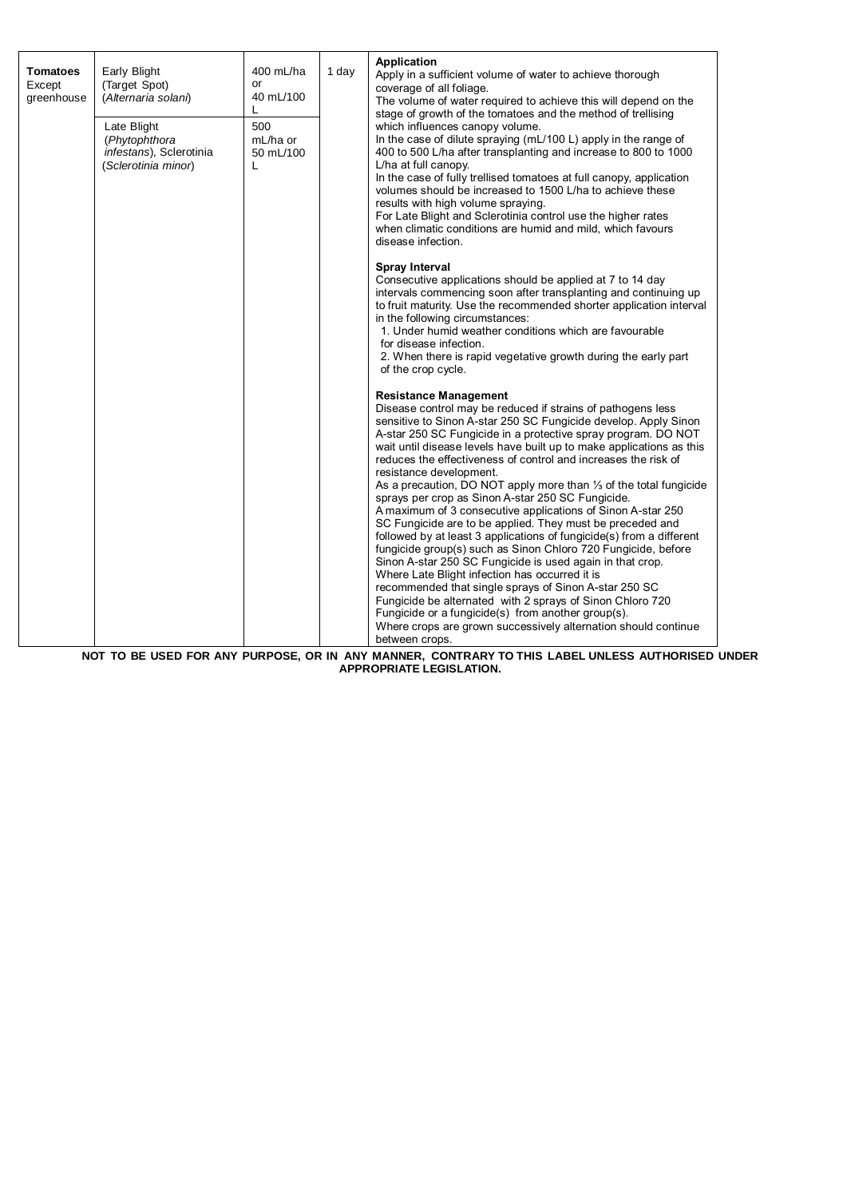| | | | | |
|---|---|---|---|---|
| **Tomatoes** Except greenhouse | Early Blight (Target Spot) (*Alternaria solani*)<br><br>Late Blight (*Phytophthora infestans*), Sclerotinia (*Sclerotinia minor*) | 400 mL/ha or 40 mL/100 L<br><br>500 mL/ha or 50 mL/100 L | 1 day | **Application**<br>Apply in a sufficient volume of water to achieve thorough coverage of all foliage.<br>The volume of water required to achieve this will depend on the stage of growth of the tomatoes and the method of trellising which influences canopy volume.<br>In the case of dilute spraying (mL/100 L) apply in the range of 400 to 500 L/ha after transplanting and increase to 800 to 1000 L/ha at full canopy.<br>In the case of fully trellised tomatoes at full canopy, application volumes should be increased to 1500 L/ha to achieve these results with high volume spraying.<br>For Late Blight and Sclerotinia control use the higher rates when climatic conditions are humid and mild, which favours disease infection.<br><br>**Spray Interval**<br>Consecutive applications should be applied at 7 to 14 day intervals commencing soon after transplanting and continuing up to fruit maturity. Use the recommended shorter application interval in the following circumstances:<br>1. Under humid weather conditions which are favourable for disease infection.<br>2. When there is rapid vegetative growth during the early part of the crop cycle.<br><br>**Resistance Management**<br>Disease control may be reduced if strains of pathogens less sensitive to Sinon A-star 250 SC Fungicide develop. Apply Sinon A-star 250 SC Fungicide in a protective spray program. DO NOT wait until disease levels have built up to make applications as this reduces the effectiveness of control and increases the risk of resistance development.<br>As a precaution, DO NOT apply more than ⅓ of the total fungicide sprays per crop as Sinon A-star 250 SC Fungicide.<br>A maximum of 3 consecutive applications of Sinon A-star 250 SC Fungicide are to be applied. They must be preceded and followed by at least 3 applications of fungicide(s) from a different fungicide group(s) such as Sinon Chloro 720 Fungicide, before Sinon A-star 250 SC Fungicide is used again in that crop.<br>Where Late Blight infection has occurred it is recommended that single sprays of Sinon A-star 250 SC Fungicide be alternated with 2 sprays of Sinon Chloro 720 Fungicide or a fungicide(s) from another group(s).<br>Where crops are grown successively alternation should continue between crops. |

**NOT TO BE USED FOR ANY PURPOSE, OR IN ANY MANNER, CONTRARY TO THIS LABEL UNLESS AUTHORISED UNDER APPROPRIATE LEGISLATION.**